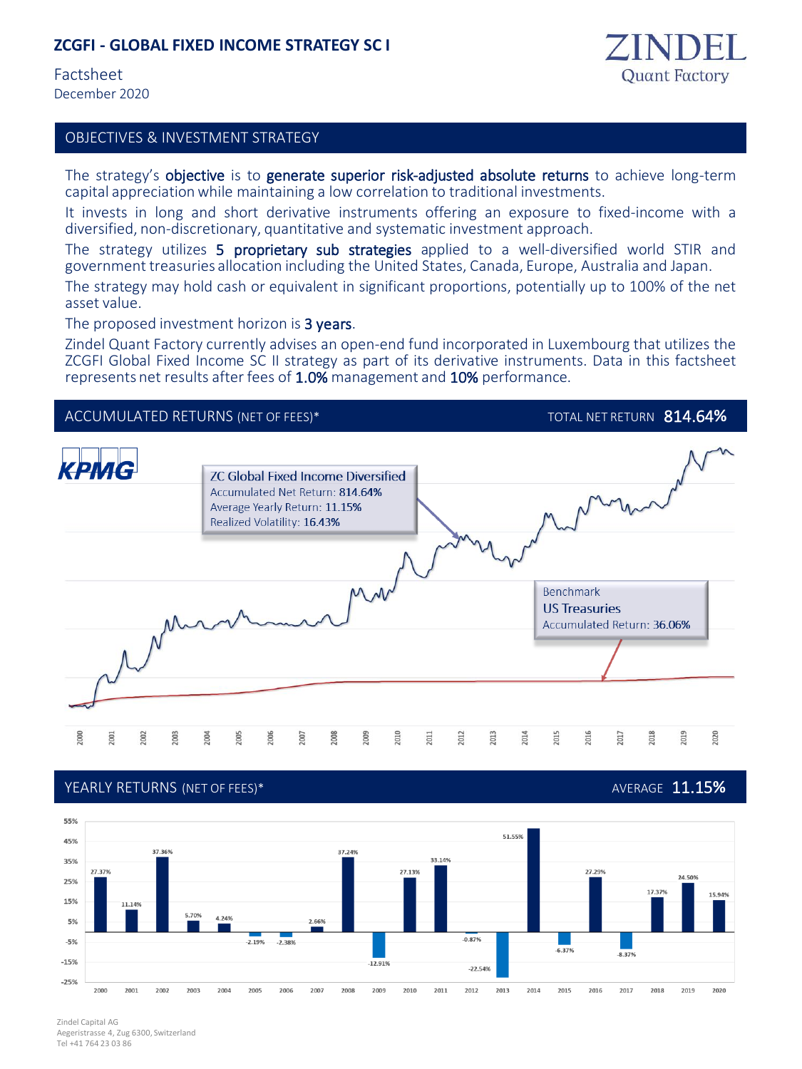# ZCGFI - GLOBAL FIXED INCOME STRATEGY SC I

Factsheet
December 2020

ZINDEL
Quant Factory

## OBJECTIVES & INVESTMENT STRATEGY

The strategy's **objective** is to **generate superior risk-adjusted absolute returns** to achieve long-term capital appreciation while maintaining a low correlation to traditional investments.

It invests in long and short derivative instruments offering an exposure to fixed-income with a diversified, non-discretionary, quantitative and systematic investment approach.

The strategy utilizes **5 proprietary sub strategies** applied to a well-diversified world STIR and government treasuries allocation including the United States, Canada, Europe, Australia and Japan.

The strategy may hold cash or equivalent in significant proportions, potentially up to 100% of the net asset value.

The proposed investment horizon is **3 years**.

Zindel Quant Factory currently advises an open-end fund incorporated in Luxembourg that utilizes the ZCGFI Global Fixed Income SC II strategy as part of its derivative instruments. Data in this factsheet represents net results after fees of **1.0%** management and **10%** performance.

## ACCUMULATED RETURNS (NET OF FEES)*

TOTAL NET RETURN **814.64%**

KPMG

ZC Global Fixed Income Diversified
Accumulated Net Return: 814.64%
Average Yearly Return: 11.15%
Realized Volatility: 16.43%

Benchmark
US Treasuries
Accumulated Return: 36.06%

## YEARLY RETURNS (NET OF FEES)*

AVERAGE **11.15%**

| Year | Return |
|---|---|
| 2000 | 27.37% |
| 2001 | 11.14% |
| 2002 | 37.36% |
| 2003 | 5.70% |
| 2004 | 4.24% |
| 2005 | -2.19% |
| 2006 | -2.38% |
| 2007 | 2.66% |
| 2008 | 37.24% |
| 2009 | -12.91% |
| 2010 | 27.13% |
| 2011 | 33.14% |
| 2012 | -0.87% |
| 2013 | -22.54% |
| 2014 | 51.55% |
| 2015 | -6.37% |
| 2016 | 27.29% |
| 2017 | -8.37% |
| 2018 | 17.37% |
| 2019 | 24.50% |
| 2020 | 15.94% |

Zindel Capital AG
Aegeristrasse 4, Zug 6300, Switzerland
Tel +41 764 23 03 86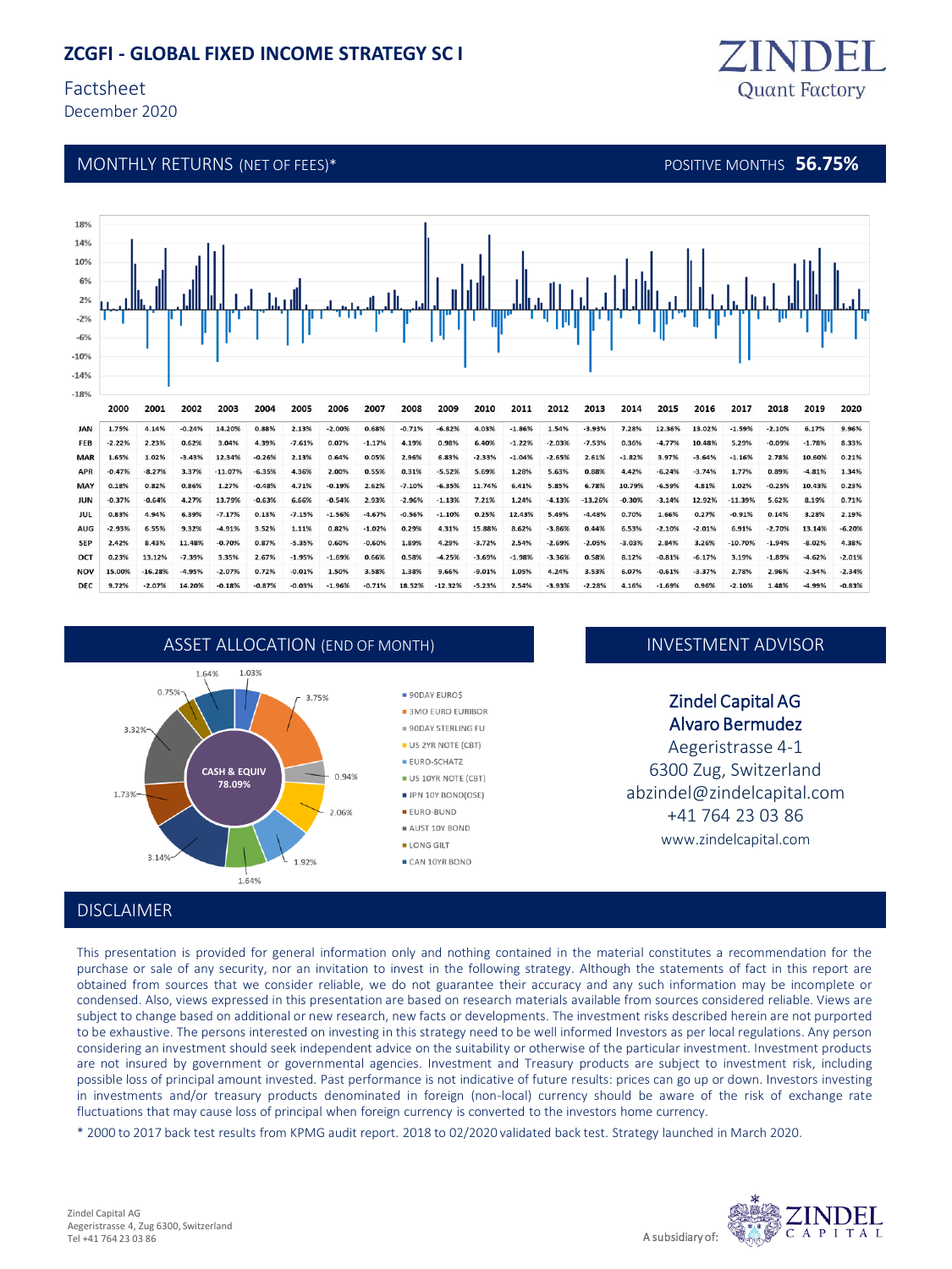# ZCGFI - GLOBAL FIXED INCOME STRATEGY SC I

Factsheet
December 2020

ZINDEL
Quant Factory

## MONTHLY RETURNS (NET OF FEES)*

POSITIVE MONTHS **56.75%**

18%
14%
10%
6%
2%
-2%
-6%
-10%
-14%
-18%

| | 2000 | 2001 | 2002 | 2003 | 2004 | 2005 | 2006 | 2007 | 2008 | 2009 | 2010 | 2011 | 2012 | 2013 | 2014 | 2015 | 2016 | 2017 | 2018 | 2019 | 2020 |
|---|---|---|---|---|---|---|---|---|---|---|---|---|---|---|---|---|---|---|---|---|---|
| JAN | 1.75% | 4.14% | -0.24% | 14.20% | 0.88% | 2.13% | -2.00% | 0.68% | -0.71% | -6.82% | 4.03% | -1.86% | 1.54% | -3.93% | 7.28% | 12.36% | 13.02% | -1.59% | -2.10% | 6.17% | 9.96% |
| FEB | -2.22% | 2.23% | 0.62% | 3.04% | 4.39% | -7.61% | 0.07% | -1.17% | 4.19% | 0.98% | 6.40% | -1.22% | -2.03% | -7.53% | 0.36% | -4.77% | 10.48% | 5.29% | -0.09% | -1.78% | 8.33% |
| MAR | 1.65% | 1.02% | -3.43% | 12.34% | -0.26% | 2.13% | 0.64% | 0.05% | 2.96% | 6.83% | -2.33% | -1.04% | -2.65% | 2.61% | -1.82% | 3.97% | -3.64% | -1.16% | 2.78% | 10.60% | 0.21% |
| APR | -0.47% | -8.27% | 3.37% | -11.07% | -6.35% | 4.36% | 2.00% | 0.55% | 0.31% | -5.52% | 5.69% | 1.28% | 5.63% | 0.88% | 4.42% | -6.24% | -3.74% | 1.77% | 0.89% | -4.81% | 1.34% |
| MAY | 0.18% | 0.82% | 0.86% | 1.27% | -0.48% | 4.71% | -0.19% | 2.62% | -7.10% | -6.35% | 11.74% | 6.41% | 5.85% | 6.78% | 10.79% | -6.59% | 4.81% | 1.02% | -0.25% | 10.43% | 0.23% |
| JUN | -0.37% | -0.64% | 4.27% | 13.79% | -0.63% | 6.66% | -0.54% | 2.93% | -2.96% | -1.13% | 7.21% | 1.24% | -4.13% | -13.26% | -0.30% | -3.14% | 12.92% | -11.39% | 5.62% | 8.19% | 0.71% |
| JUL | 0.83% | 4.94% | 6.39% | -7.17% | 0.13% | -7.15% | -1.56% | -4.67% | -0.56% | -1.10% | 0.25% | 12.43% | 5.49% | -4.48% | 0.70% | 1.66% | 0.27% | -0.91% | 0.14% | 3.28% | 2.19% |
| AUG | -2.93% | 6.55% | 9.32% | -4.91% | 3.52% | 1.11% | 0.82% | -1.02% | 0.29% | 4.31% | 15.88% | 8.62% | -3.86% | 0.44% | 6.53% | -2.10% | -2.01% | 6.91% | -2.70% | 13.14% | -6.20% |
| SEP | 2.42% | 8.43% | 11.48% | -0.70% | 0.87% | -5.35% | 0.60% | -0.60% | 1.89% | 4.29% | -3.72% | 2.54% | -2.69% | -2.05% | -3.03% | 2.84% | 3.26% | -10.70% | -1.94% | -8.02% | 4.38% |
| OCT | 0.23% | 13.12% | -7.39% | 3.35% | 2.67% | -1.95% | -1.69% | 0.66% | 0.58% | -4.25% | -3.69% | -1.98% | -3.36% | 0.58% | 8.12% | -0.81% | -6.17% | 3.19% | -1.89% | -4.62% | -2.01% |
| NOV | 15.00% | -16.28% | -4.95% | -2.07% | 0.72% | -0.01% | 1.50% | 3.58% | 1.38% | 9.66% | -9.01% | 1.05% | 4.24% | 3.53% | 6.07% | -0.61% | -3.37% | 2.78% | 2.96% | -2.54% | -2.34% |
| DEC | 9.72% | -2.07% | 14.20% | -0.18% | -0.87% | -0.03% | -1.96% | -0.71% | 18.52% | -12.32% | -5.23% | 2.54% | -3.93% | -2.28% | 4.16% | -1.69% | 0.96% | -2.10% | 1.48% | -4.99% | -0.83% |

## ASSET ALLOCATION (END OF MONTH)

CASH & EQUIV
78.09%

1.03%
3.75%
0.94%
2.06%
1.92%
1.64%
3.14%
1.73%
3.32%
0.75%
1.64%

- 90DAY EURO$
- 3MO EURO EURIBOR
- 90DAY STERLING FU
- US 2YR NOTE (CBT)
- EURO-SCHATZ
- US 10YR NOTE (CBT)
- JPN 10Y BOND(OSE)
- EURO-BUND
- AUST 10Y BOND
- LONG GILT
- CAN 10YR BOND

## INVESTMENT ADVISOR

Zindel Capital AG
Alvaro Bermudez
Aegeristrasse 4-1
6300 Zug, Switzerland
abzindel@zindelcapital.com
+41 764 23 03 86
www.zindelcapital.com

## DISCLAIMER

This presentation is provided for general information only and nothing contained in the material constitutes a recommendation for the purchase or sale of any security, nor an invitation to invest in the following strategy. Although the statements of fact in this report are obtained from sources that we consider reliable, we do not guarantee their accuracy and any such information may be incomplete or condensed. Also, views expressed in this presentation are based on research materials available from sources considered reliable. Views are subject to change based on additional or new research, new facts or developments. The investment risks described herein are not purported to be exhaustive. The persons interested on investing in this strategy need to be well informed Investors as per local regulations. Any person considering an investment should seek independent advice on the suitability or otherwise of the particular investment. Investment products are not insured by government or governmental agencies. Investment and Treasury products are subject to investment risk, including possible loss of principal amount invested. Past performance is not indicative of future results: prices can go up or down. Investors investing in investments and/or treasury products denominated in foreign (non-local) currency should be aware of the risk of exchange rate fluctuations that may cause loss of principal when foreign currency is converted to the investors home currency.

* 2000 to 2017 back test results from KPMG audit report. 2018 to 02/2020 validated back test. Strategy launched in March 2020.

Zindel Capital AG
Aegeristrasse 4, Zug 6300, Switzerland
Tel +41 764 23 03 86

A subsidiary of: ZINDEL CAPITAL